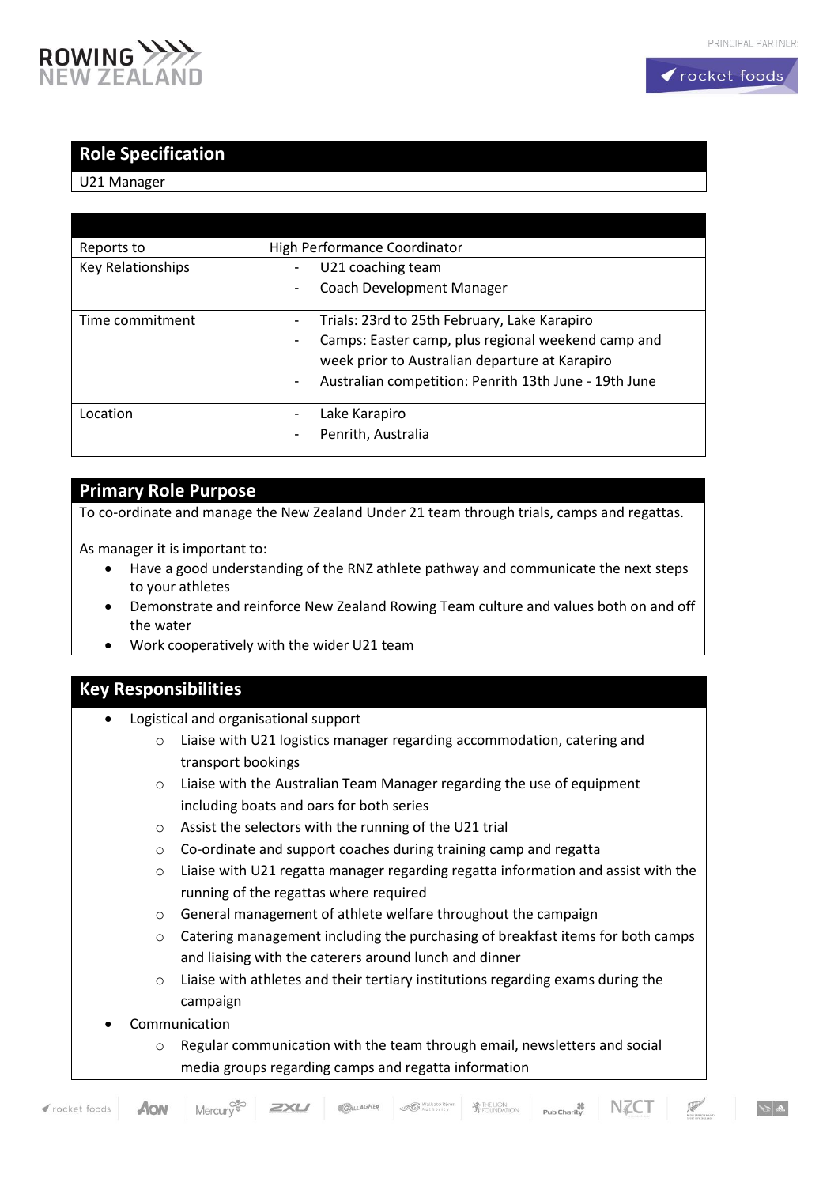## Role Specification

U21 Manager

| | |
|---|---|
| Reports to | High Performance Coordinator |
| Key Relationships | - U21 coaching team<br>- Coach Development Manager |
| Time commitment | - Trials: 23rd to 25th February, Lake Karapiro<br>- Camps: Easter camp, plus regional weekend camp and week prior to Australian departure at Karapiro<br>- Australian competition: Penrith 13th June - 19th June |
| Location | - Lake Karapiro<br>- Penrith, Australia |

## Primary Role Purpose

To co-ordinate and manage the New Zealand Under 21 team through trials, camps and regattas.

As manager it is important to:

- Have a good understanding of the RNZ athlete pathway and communicate the next steps to your athletes
- Demonstrate and reinforce New Zealand Rowing Team culture and values both on and off the water
- Work cooperatively with the wider U21 team

## Key Responsibilities

- Logistical and organisational support
  - Liaise with U21 logistics manager regarding accommodation, catering and transport bookings
  - Liaise with the Australian Team Manager regarding the use of equipment including boats and oars for both series
  - Assist the selectors with the running of the U21 trial
  - Co-ordinate and support coaches during training camp and regatta
  - Liaise with U21 regatta manager regarding regatta information and assist with the running of the regattas where required
  - General management of athlete welfare throughout the campaign
  - Catering management including the purchasing of breakfast items for both camps and liaising with the caterers around lunch and dinner
  - Liaise with athletes and their tertiary institutions regarding exams during the campaign
- Communication
  - Regular communication with the team through email, newsletters and social media groups regarding camps and regatta information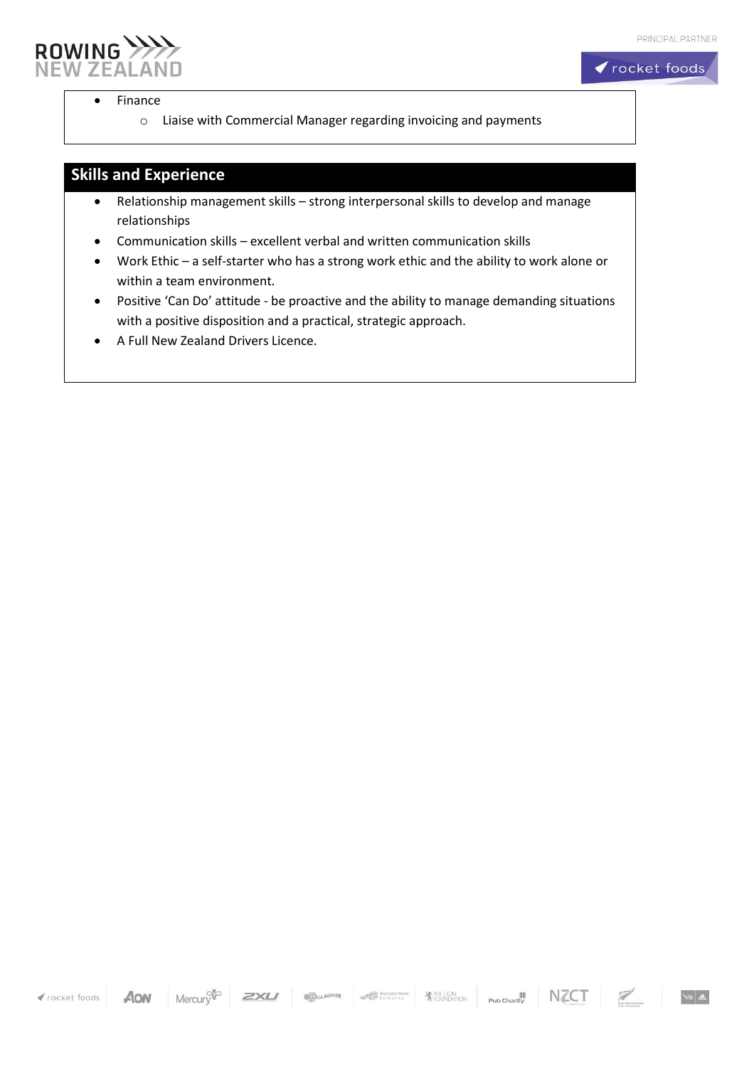- Finance
  - Liaise with Commercial Manager regarding invoicing and payments

## Skills and Experience

- Relationship management skills – strong interpersonal skills to develop and manage relationships
- Communication skills – excellent verbal and written communication skills
- Work Ethic – a self-starter who has a strong work ethic and the ability to work alone or within a team environment.
- Positive 'Can Do' attitude - be proactive and the ability to manage demanding situations with a positive disposition and a practical, strategic approach.
- A Full New Zealand Drivers Licence.